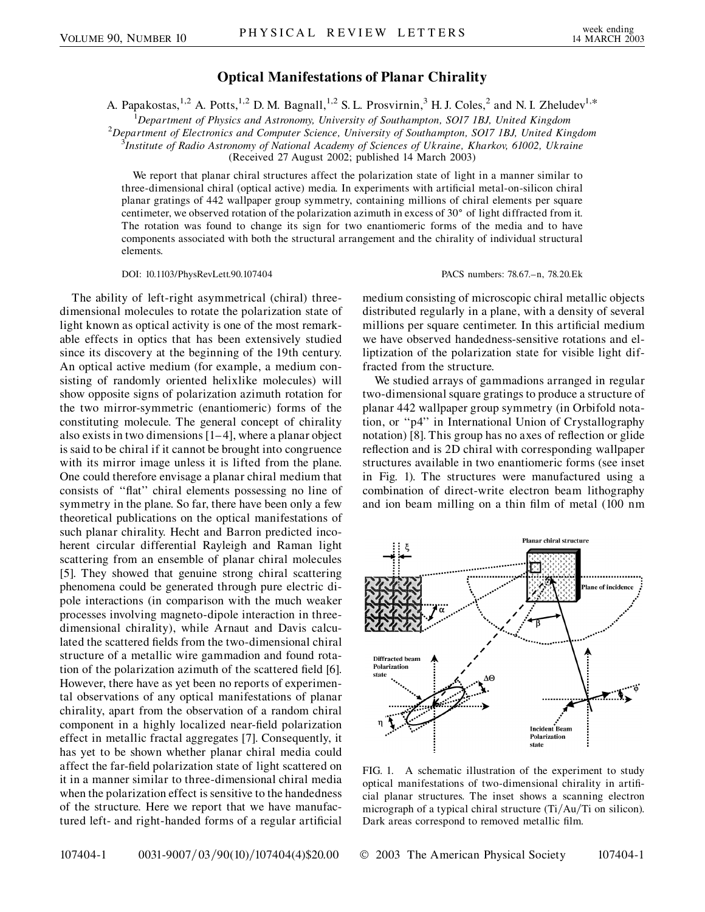# Optical Manifestations of Planar Chirality

A. Papakostas,[1,2] A. Potts,[1,2] D. M. Bagnall,[1,2] S. L. Prosvirnin,[3] H. J. Coles,[2] and N. I. Zheludev[1,*]

[1]*Department of Physics and Astronomy, University of Southampton, SO17 1BJ, United Kingdom*
[2]*Department of Electronics and Computer Science, University of Southampton, SO17 1BJ, United Kingdom*
[3]*Institute of Radio Astronomy of National Academy of Sciences of Ukraine, Kharkov, 61002, Ukraine*
(Received 27 August 2002; published 14 March 2003)

We report that planar chiral structures affect the polarization state of light in a manner similar to three-dimensional chiral (optical active) media. In experiments with artificial metal-on-silicon chiral planar gratings of 442 wallpaper group symmetry, containing millions of chiral elements per square centimeter, we observed rotation of the polarization azimuth in excess of 30° of light diffracted from it. The rotation was found to change its sign for two enantiomeric forms of the media and to have components associated with both the structural arrangement and the chirality of individual structural elements.

DOI: 10.1103/PhysRevLett.90.107404 PACS numbers: 78.67.–n, 78.20.Ek

The ability of left-right asymmetrical (chiral) three-dimensional molecules to rotate the polarization state of light known as optical activity is one of the most remarkable effects in optics that has been extensively studied since its discovery at the beginning of the 19th century. An optical active medium (for example, a medium consisting of randomly oriented helixlike molecules) will show opposite signs of polarization azimuth rotation for the two mirror-symmetric (enantiomeric) forms of the constituting molecule. The general concept of chirality also exists in two dimensions [1–4], where a planar object is said to be chiral if it cannot be brought into congruence with its mirror image unless it is lifted from the plane. One could therefore envisage a planar chiral medium that consists of "flat" chiral elements possessing no line of symmetry in the plane. So far, there have been only a few theoretical publications on the optical manifestations of such planar chirality. Hecht and Barron predicted incoherent circular differential Rayleigh and Raman light scattering from an ensemble of planar chiral molecules [5]. They showed that genuine strong chiral scattering phenomena could be generated through pure electric dipole interactions (in comparison with the much weaker processes involving magneto-dipole interaction in three-dimensional chirality), while Arnaut and Davis calculated the scattered fields from the two-dimensional chiral structure of a metallic wire gammadion and found rotation of the polarization azimuth of the scattered field [6]. However, there have as yet been no reports of experimental observations of any optical manifestations of planar chirality, apart from the observation of a random chiral component in a highly localized near-field polarization effect in metallic fractal aggregates [7]. Consequently, it has yet to be shown whether planar chiral media could affect the far-field polarization state of light scattered on it in a manner similar to three-dimensional chiral media when the polarization effect is sensitive to the handedness of the structure. Here we report that we have manufactured left- and right-handed forms of a regular artificial medium consisting of microscopic chiral metallic objects distributed regularly in a plane, with a density of several millions per square centimeter. In this artificial medium we have observed handedness-sensitive rotations and elliptization of the polarization state for visible light diffracted from the structure.

We studied arrays of gammadions arranged in regular two-dimensional square gratings to produce a structure of planar 442 wallpaper group symmetry (in Orbifold notation, or "p4" in International Union of Crystallography notation) [8]. This group has no axes of reflection or glide reflection and is 2D chiral with corresponding wallpaper structures available in two enantiomeric forms (see inset in Fig. 1). The structures were manufactured using a combination of direct-write electron beam lithography and ion beam milling on a thin film of metal (100 nm

FIG. 1. A schematic illustration of the experiment to study optical manifestations of two-dimensional chirality in artificial planar structures. The inset shows a scanning electron micrograph of a typical chiral structure (Ti/Au/Ti on silicon). Dark areas correspond to removed metallic film.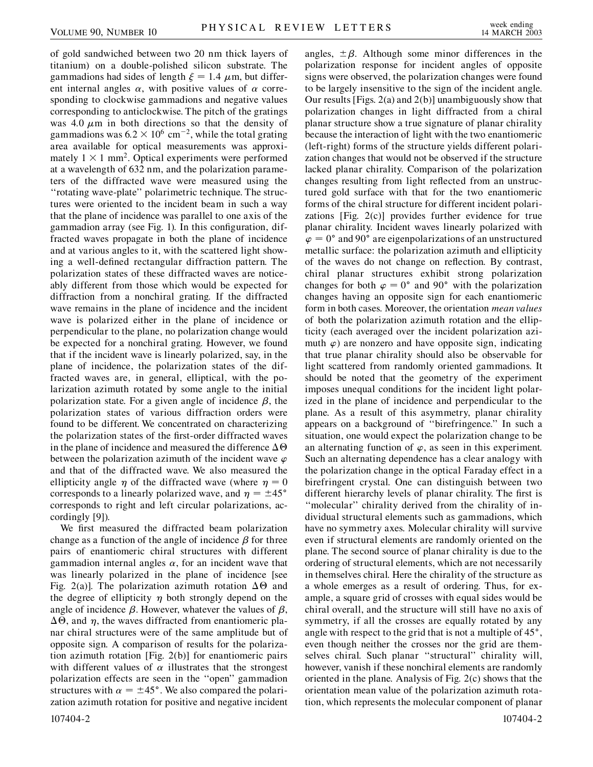of gold sandwiched between two 20 nm thick layers of titanium) on a double-polished silicon substrate. The gammadions had sides of length $\xi = 1.4\ \mu$m, but different internal angles $\alpha$, with positive values of $\alpha$ corresponding to clockwise gammadions and negative values corresponding to anticlockwise. The pitch of the gratings was 4.0 $\mu$m in both directions so that the density of gammadions was $6.2 \times 10^6\ \text{cm}^{-2}$, while the total grating area available for optical measurements was approximately $1 \times 1\ \text{mm}^2$. Optical experiments were performed at a wavelength of 632 nm, and the polarization parameters of the diffracted wave were measured using the "rotating wave-plate" polarimetric technique. The structures were oriented to the incident beam in such a way that the plane of incidence was parallel to one axis of the gammadion array (see Fig. 1). In this configuration, diffracted waves propagate in both the plane of incidence and at various angles to it, with the scattered light showing a well-defined rectangular diffraction pattern. The polarization states of these diffracted waves are noticeably different from those which would be expected for diffraction from a nonchiral grating. If the diffracted wave remains in the plane of incidence and the incident wave is polarized either in the plane of incidence or perpendicular to the plane, no polarization change would be expected for a nonchiral grating. However, we found that if the incident wave is linearly polarized, say, in the plane of incidence, the polarization states of the diffracted waves are, in general, elliptical, with the polarization azimuth rotated by some angle to the initial polarization state. For a given angle of incidence $\beta$, the polarization states of various diffraction orders were found to be different. We concentrated on characterizing the polarization states of the first-order diffracted waves in the plane of incidence and measured the difference $\Delta\Theta$ between the polarization azimuth of the incident wave $\varphi$ and that of the diffracted wave. We also measured the ellipticity angle $\eta$ of the diffracted wave (where $\eta = 0$ corresponds to a linearly polarized wave, and $\eta = \pm 45^\circ$ corresponds to right and left circular polarizations, accordingly [9]).

We first measured the diffracted beam polarization change as a function of the angle of incidence $\beta$ for three pairs of enantiomeric chiral structures with different gammadion internal angles $\alpha$, for an incident wave that was linearly polarized in the plane of incidence [see Fig. 2(a)]. The polarization azimuth rotation $\Delta\Theta$ and the degree of ellipticity $\eta$ both strongly depend on the angle of incidence $\beta$. However, whatever the values of $\beta$, $\Delta\Theta$, and $\eta$, the waves diffracted from enantiomeric planar chiral structures were of the same amplitude but of opposite sign. A comparison of results for the polarization azimuth rotation [Fig. 2(b)] for enantiomeric pairs with different values of $\alpha$ illustrates that the strongest polarization effects are seen in the "open" gammadion structures with $\alpha = \pm 45^\circ$. We also compared the polarization azimuth rotation for positive and negative incident angles, $\pm\beta$. Although some minor differences in the polarization response for incident angles of opposite signs were observed, the polarization changes were found to be largely insensitive to the sign of the incident angle. Our results [Figs. 2(a) and 2(b)] unambiguously show that polarization changes in light diffracted from a chiral planar structure show a true signature of planar chirality because the interaction of light with the two enantiomeric (left-right) forms of the structure yields different polarization changes that would not be observed if the structure lacked planar chirality. Comparison of the polarization changes resulting from light reflected from an unstructured gold surface with that for the two enantiomeric forms of the chiral structure for different incident polarizations [Fig. 2(c)] provides further evidence for true planar chirality. Incident waves linearly polarized with $\varphi = 0^\circ$ and $90^\circ$ are eigenpolarizations of an unstructured metallic surface: the polarization azimuth and ellipticity of the waves do not change on reflection. By contrast, chiral planar structures exhibit strong polarization changes for both $\varphi = 0^\circ$ and $90^\circ$ with the polarization changes having an opposite sign for each enantiomeric form in both cases. Moreover, the orientation *mean values* of both the polarization azimuth rotation and the ellipticity (each averaged over the incident polarization azimuth $\varphi$) are nonzero and have opposite sign, indicating that true planar chirality should also be observable for light scattered from randomly oriented gammadions. It should be noted that the geometry of the experiment imposes unequal conditions for the incident light polarized in the plane of incidence and perpendicular to the plane. As a result of this asymmetry, planar chirality appears on a background of "birefringence." In such a situation, one would expect the polarization change to be an alternating function of $\varphi$, as seen in this experiment. Such an alternating dependence has a clear analogy with the polarization change in the optical Faraday effect in a birefringent crystal. One can distinguish between two different hierarchy levels of planar chirality. The first is "molecular" chirality derived from the chirality of individual structural elements such as gammadions, which have no symmetry axes. Molecular chirality will survive even if structural elements are randomly oriented on the plane. The second source of planar chirality is due to the ordering of structural elements, which are not necessarily in themselves chiral. Here the chirality of the structure as a whole emerges as a result of ordering. Thus, for example, a square grid of crosses with equal sides would be chiral overall, and the structure will still have no axis of symmetry, if all the crosses are equally rotated by any angle with respect to the grid that is not a multiple of $45^\circ$, even though neither the crosses nor the grid are themselves chiral. Such planar "structural" chirality will, however, vanish if these nonchiral elements are randomly oriented in the plane. Analysis of Fig. 2(c) shows that the orientation mean value of the polarization azimuth rotation, which represents the molecular component of planar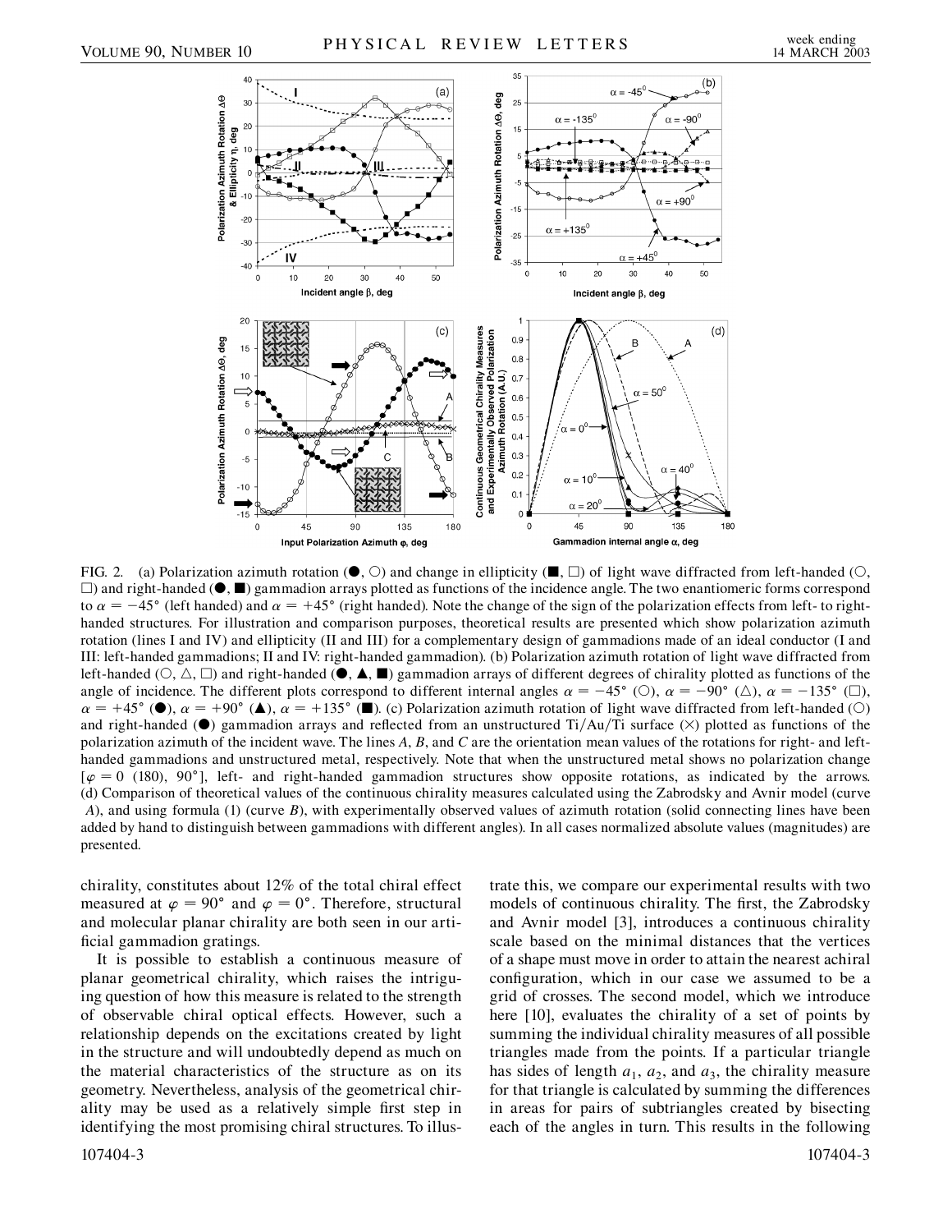FIG. 2. (a) Polarization azimuth rotation (●, ○) and change in ellipticity (■, □) of light wave diffracted from left-handed (○, □) and right-handed (●, ■) gammadion arrays plotted as functions of the incidence angle. The two enantiomeric forms correspond to $\alpha = -45°$ (left handed) and $\alpha = +45°$ (right handed). Note the change of the sign of the polarization effects from left- to right-handed structures. For illustration and comparison purposes, theoretical results are presented which show polarization azimuth rotation (lines I and IV) and ellipticity (II and III) for a complementary design of gammadions made of an ideal conductor (I and III: left-handed gammadions; II and IV: right-handed gammadion). (b) Polarization azimuth rotation of light wave diffracted from left-handed (○, △, □) and right-handed (●, ▲, ■) gammadion arrays of different degrees of chirality plotted as functions of the angle of incidence. The different plots correspond to different internal angles $\alpha = -45°$ (○), $\alpha = -90°$ (△), $\alpha = -135°$ (□), $\alpha = +45°$ (●), $\alpha = +90°$ (▲), $\alpha = +135°$ (■). (c) Polarization azimuth rotation of light wave diffracted from left-handed (○) and right-handed (●) gammadion arrays and reflected from an unstructured Ti/Au/Ti surface (×) plotted as functions of the polarization azimuth of the incident wave. The lines *A*, *B*, and *C* are the orientation mean values of the rotations for right- and left-handed gammadions and unstructured metal, respectively. Note that when the unstructured metal shows no polarization change [$\varphi = 0$ (180), 90°], left- and right-handed gammadion structures show opposite rotations, as indicated by the arrows. (d) Comparison of theoretical values of the continuous chirality measures calculated using the Zabrodsky and Avnir model (curve *A*), and using formula (1) (curve *B*), with experimentally observed values of azimuth rotation (solid connecting lines have been added by hand to distinguish between gammadions with different angles). In all cases normalized absolute values (magnitudes) are presented.

chirality, constitutes about 12% of the total chiral effect measured at $\varphi = 90°$ and $\varphi = 0°$. Therefore, structural and molecular planar chirality are both seen in our artificial gammadion gratings.

It is possible to establish a continuous measure of planar geometrical chirality, which raises the intriguing question of how this measure is related to the strength of observable chiral optical effects. However, such a relationship depends on the excitations created by light in the structure and will undoubtedly depend as much on the material characteristics of the structure as on its geometry. Nevertheless, analysis of the geometrical chirality may be used as a relatively simple first step in identifying the most promising chiral structures. To illustrate this, we compare our experimental results with two models of continuous chirality. The first, the Zabrodsky and Avnir model [3], introduces a continuous chirality scale based on the minimal distances that the vertices of a shape must move in order to attain the nearest achiral configuration, which in our case we assumed to be a grid of crosses. The second model, which we introduce here [10], evaluates the chirality of a set of points by summing the individual chirality measures of all possible triangles made from the points. If a particular triangle has sides of length $a_1$, $a_2$, and $a_3$, the chirality measure for that triangle is calculated by summing the differences in areas for pairs of subtriangles created by bisecting each of the angles in turn. This results in the following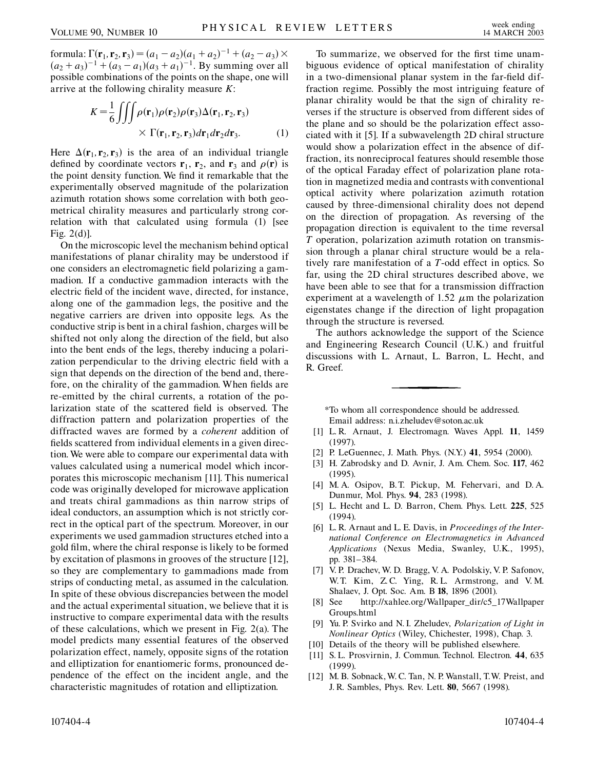formula: $\Gamma(\mathbf{r}_1, \mathbf{r}_2, \mathbf{r}_3) = (a_1 - a_2)(a_1 + a_2)^{-1} + (a_2 - a_3) \times (a_2 + a_3)^{-1} + (a_3 - a_1)(a_3 + a_1)^{-1}$. By summing over all possible combinations of the points on the shape, one will arrive at the following chirality measure $K$:

$$K = \frac{1}{6} \iiint \rho(\mathbf{r}_1)\rho(\mathbf{r}_2)\rho(\mathbf{r}_3)\Delta(\mathbf{r}_1, \mathbf{r}_2, \mathbf{r}_3) \times \Gamma(\mathbf{r}_1, \mathbf{r}_2, \mathbf{r}_3) d\mathbf{r}_1 d\mathbf{r}_2 d\mathbf{r}_3. \tag{1}$$

Here $\Delta(\mathbf{r}_1, \mathbf{r}_2, \mathbf{r}_3)$ is the area of an individual triangle defined by coordinate vectors $\mathbf{r}_1$, $\mathbf{r}_2$, and $\mathbf{r}_3$ and $\rho(\mathbf{r})$ is the point density function. We find it remarkable that the experimentally observed magnitude of the polarization azimuth rotation shows some correlation with both geometrical chirality measures and particularly strong correlation with that calculated using formula (1) [see Fig. 2(d)].

On the microscopic level the mechanism behind optical manifestations of planar chirality may be understood if one considers an electromagnetic field polarizing a gammadion. If a conductive gammadion interacts with the electric field of the incident wave, directed, for instance, along one of the gammadion legs, the positive and the negative carriers are driven into opposite legs. As the conductive strip is bent in a chiral fashion, charges will be shifted not only along the direction of the field, but also into the bent ends of the legs, thereby inducing a polarization perpendicular to the driving electric field with a sign that depends on the direction of the bend and, therefore, on the chirality of the gammadion. When fields are re-emitted by the chiral currents, a rotation of the polarization state of the scattered field is observed. The diffraction pattern and polarization properties of the diffracted waves are formed by a *coherent* addition of fields scattered from individual elements in a given direction. We were able to compare our experimental data with values calculated using a numerical model which incorporates this microscopic mechanism [11]. This numerical code was originally developed for microwave application and treats chiral gammadions as thin narrow strips of ideal conductors, an assumption which is not strictly correct in the optical part of the spectrum. Moreover, in our experiments we used gammadion structures etched into a gold film, where the chiral response is likely to be formed by excitation of plasmons in grooves of the structure [12], so they are complementary to gammadions made from strips of conducting metal, as assumed in the calculation. In spite of these obvious discrepancies between the model and the actual experimental situation, we believe that it is instructive to compare experimental data with the results of these calculations, which we present in Fig. 2(a). The model predicts many essential features of the observed polarization effect, namely, opposite signs of the rotation and ellipticization for enantiomeric forms, pronounced dependence of the effect on the incident angle, and the characteristic magnitudes of rotation and ellipticization.

To summarize, we observed for the first time unambiguous evidence of optical manifestation of chirality in a two-dimensional planar system in the far-field diffraction regime. Possibly the most intriguing feature of planar chirality would be that the sign of chirality reverses if the structure is observed from different sides of the plane and so should be the polarization effect associated with it [5]. If a subwavelength 2D chiral structure would show a polarization effect in the absence of diffraction, its nonreciprocal features should resemble those of the optical Faraday effect of polarization plane rotation in magnetized media and contrasts with conventional optical activity where polarization azimuth rotation caused by three-dimensional chirality does not depend on the direction of propagation. As reversing of the propagation direction is equivalent to the time reversal $T$ operation, polarization azimuth rotation on transmission through a planar chiral structure would be a relatively rare manifestation of a $T$-odd effect in optics. So far, using the 2D chiral structures described above, we have been able to see that for a transmission diffraction experiment at a wavelength of 1.52 $\mu$m the polarization eigenstates change if the direction of light propagation through the structure is reversed.

The authors acknowledge the support of the Science and Engineering Research Council (U.K.) and fruitful discussions with L. Arnaut, L. Barron, L. Hecht, and R. Greef.

---

*To whom all correspondence should be addressed.
Email address: n.i.zheludev@soton.ac.uk

[1] L. R. Arnaut, J. Electromagn. Waves Appl. **11**, 1459 (1997).

[2] P. LeGuennec, J. Math. Phys. (N.Y.) **41**, 5954 (2000).

[3] H. Zabrodsky and D. Avnir, J. Am. Chem. Soc. **117**, 462 (1995).

[4] M. A. Osipov, B. T. Pickup, M. Fehervari, and D. A. Dunmur, Mol. Phys. **94**, 283 (1998).

[5] L. Hecht and L. D. Barron, Chem. Phys. Lett. **225**, 525 (1994).

[6] L. R. Arnaut and L. E. Davis, in *Proceedings of the International Conference on Electromagnetics in Advanced Applications* (Nexus Media, Swanley, U.K., 1995), pp. 381–384.

[7] V. P. Drachev, W. D. Bragg, V. A. Podolskiy, V. P. Safonov, W. T. Kim, Z. C. Ying, R. L. Armstrong, and V. M. Shalaev, J. Opt. Soc. Am. B **18**, 1896 (2001).

[8] See http://xahlee.org/Wallpaper_dir/c5_17Wallpaper Groups.html

[9] Yu. P. Svirko and N. I. Zheludev, *Polarization of Light in Nonlinear Optics* (Wiley, Chichester, 1998), Chap. 3.

[10] Details of the theory will be published elsewhere.

[11] S. L. Prosvirnin, J. Commun. Technol. Electron. **44**, 635 (1999).

[12] M. B. Sobnack, W. C. Tan, N. P. Wanstall, T. W. Preist, and J. R. Sambles, Phys. Rev. Lett. **80**, 5667 (1998).